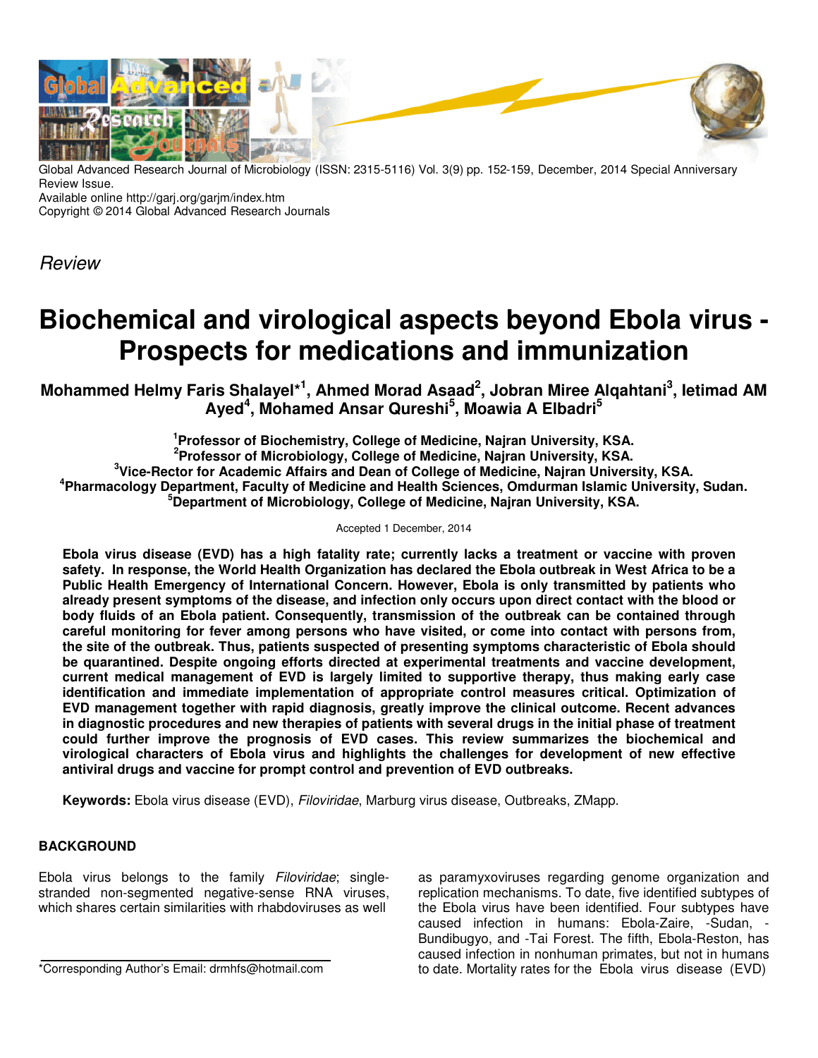Global Advanced Research Journal of Microbiology (ISSN: 2315-5116) Vol. 3(9) pp. 152-159, December, 2014 Special Anniversary Review Issue.
Available online http://garj.org/garjm/index.htm
Copyright © 2014 Global Advanced Research Journals

*Review*

# Biochemical and virological aspects beyond Ebola virus - Prospects for medications and immunization

**Mohammed Helmy Faris Shalayel*[1], Ahmed Morad Asaad[2], Jobran Miree Alqahtani[3], Ietimad AM Ayed[4], Mohamed Ansar Qureshi[5], Moawia A Elbadri[5]**

**[1]Professor of Biochemistry, College of Medicine, Najran University, KSA.**
**[2]Professor of Microbiology, College of Medicine, Najran University, KSA.**
**[3]Vice-Rector for Academic Affairs and Dean of College of Medicine, Najran University, KSA.**
**[4]Pharmacology Department, Faculty of Medicine and Health Sciences, Omdurman Islamic University, Sudan.**
**[5]Department of Microbiology, College of Medicine, Najran University, KSA.**

Accepted 1 December, 2014

**Ebola virus disease (EVD) has a high fatality rate; currently lacks a treatment or vaccine with proven safety. In response, the World Health Organization has declared the Ebola outbreak in West Africa to be a Public Health Emergency of International Concern. However, Ebola is only transmitted by patients who already present symptoms of the disease, and infection only occurs upon direct contact with the blood or body fluids of an Ebola patient. Consequently, transmission of the outbreak can be contained through careful monitoring for fever among persons who have visited, or come into contact with persons from, the site of the outbreak. Thus, patients suspected of presenting symptoms characteristic of Ebola should be quarantined. Despite ongoing efforts directed at experimental treatments and vaccine development, current medical management of EVD is largely limited to supportive therapy, thus making early case identification and immediate implementation of appropriate control measures critical. Optimization of EVD management together with rapid diagnosis, greatly improve the clinical outcome. Recent advances in diagnostic procedures and new therapies of patients with several drugs in the initial phase of treatment could further improve the prognosis of EVD cases. This review summarizes the biochemical and virological characters of Ebola virus and highlights the challenges for development of new effective antiviral drugs and vaccine for prompt control and prevention of EVD outbreaks.**

**Keywords:** Ebola virus disease (EVD), *Filoviridae*, Marburg virus disease, Outbreaks, ZMapp.

## BACKGROUND

Ebola virus belongs to the family *Filoviridae*; single-stranded non-segmented negative-sense RNA viruses, which shares certain similarities with rhabdoviruses as well as paramyxoviruses regarding genome organization and replication mechanisms. To date, five identified subtypes of the Ebola virus have been identified. Four subtypes have caused infection in humans: Ebola-Zaire, -Sudan, -Bundibugyo, and -Tai Forest. The fifth, Ebola-Reston, has caused infection in nonhuman primates, but not in humans to date. Mortality rates for the Ebola virus disease (EVD)

*Corresponding Author's Email: drmhfs@hotmail.com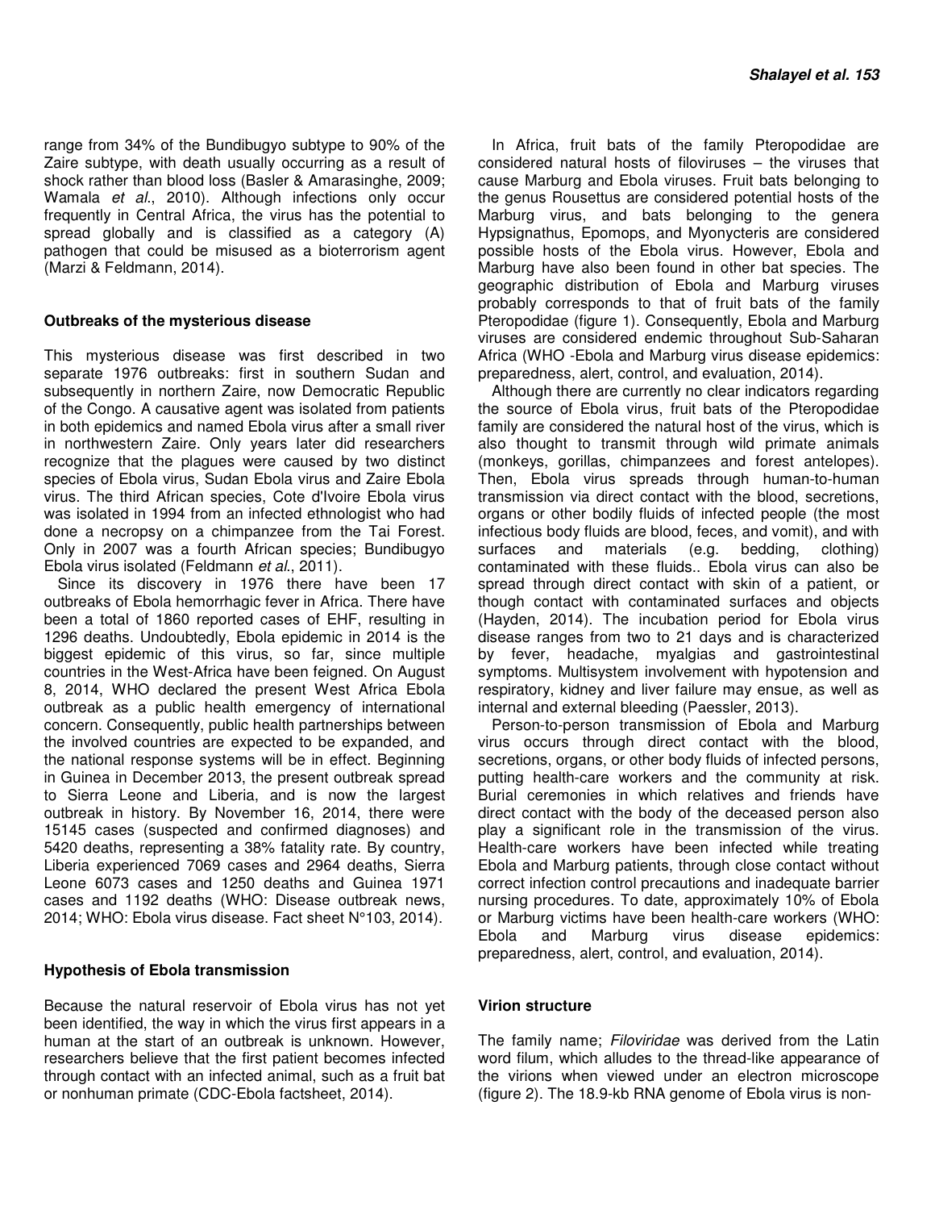range from 34% of the Bundibugyo subtype to 90% of the Zaire subtype, with death usually occurring as a result of shock rather than blood loss (Basler & Amarasinghe, 2009; Wamala *et al*., 2010). Although infections only occur frequently in Central Africa, the virus has the potential to spread globally and is classified as a category (A) pathogen that could be misused as a bioterrorism agent (Marzi & Feldmann, 2014).

**Outbreaks of the mysterious disease**

This mysterious disease was first described in two separate 1976 outbreaks: first in southern Sudan and subsequently in northern Zaire, now Democratic Republic of the Congo. A causative agent was isolated from patients in both epidemics and named Ebola virus after a small river in northwestern Zaire. Only years later did researchers recognize that the plagues were caused by two distinct species of Ebola virus, Sudan Ebola virus and Zaire Ebola virus. The third African species, Cote d'Ivoire Ebola virus was isolated in 1994 from an infected ethnologist who had done a necropsy on a chimpanzee from the Tai Forest. Only in 2007 was a fourth African species; Bundibugyo Ebola virus isolated (Feldmann *et al*., 2011).

Since its discovery in 1976 there have been 17 outbreaks of Ebola hemorrhagic fever in Africa. There have been a total of 1860 reported cases of EHF, resulting in 1296 deaths. Undoubtedly, Ebola epidemic in 2014 is the biggest epidemic of this virus, so far, since multiple countries in the West-Africa have been feigned. On August 8, 2014, WHO declared the present West Africa Ebola outbreak as a public health emergency of international concern. Consequently, public health partnerships between the involved countries are expected to be expanded, and the national response systems will be in effect. Beginning in Guinea in December 2013, the present outbreak spread to Sierra Leone and Liberia, and is now the largest outbreak in history. By November 16, 2014, there were 15145 cases (suspected and confirmed diagnoses) and 5420 deaths, representing a 38% fatality rate. By country, Liberia experienced 7069 cases and 2964 deaths, Sierra Leone 6073 cases and 1250 deaths and Guinea 1971 cases and 1192 deaths (WHO: Disease outbreak news, 2014; WHO: Ebola virus disease. Fact sheet N°103, 2014).

**Hypothesis of Ebola transmission**

Because the natural reservoir of Ebola virus has not yet been identified, the way in which the virus first appears in a human at the start of an outbreak is unknown. However, researchers believe that the first patient becomes infected through contact with an infected animal, such as a fruit bat or nonhuman primate (CDC-Ebola factsheet, 2014).

In Africa, fruit bats of the family Pteropodidae are considered natural hosts of filoviruses – the viruses that cause Marburg and Ebola viruses. Fruit bats belonging to the genus Rousettus are considered potential hosts of the Marburg virus, and bats belonging to the genera Hypsignathus, Epomops, and Myonycteris are considered possible hosts of the Ebola virus. However, Ebola and Marburg have also been found in other bat species. The geographic distribution of Ebola and Marburg viruses probably corresponds to that of fruit bats of the family Pteropodidae (figure 1). Consequently, Ebola and Marburg viruses are considered endemic throughout Sub-Saharan Africa (WHO -Ebola and Marburg virus disease epidemics: preparedness, alert, control, and evaluation, 2014).

Although there are currently no clear indicators regarding the source of Ebola virus, fruit bats of the Pteropodidae family are considered the natural host of the virus, which is also thought to transmit through wild primate animals (monkeys, gorillas, chimpanzees and forest antelopes). Then, Ebola virus spreads through human-to-human transmission via direct contact with the blood, secretions, organs or other bodily fluids of infected people (the most infectious body fluids are blood, feces, and vomit), and with surfaces and materials (e.g. bedding, clothing) contaminated with these fluids.. Ebola virus can also be spread through direct contact with skin of a patient, or though contact with contaminated surfaces and objects (Hayden, 2014). The incubation period for Ebola virus disease ranges from two to 21 days and is characterized by fever, headache, myalgias and gastrointestinal symptoms. Multisystem involvement with hypotension and respiratory, kidney and liver failure may ensue, as well as internal and external bleeding (Paessler, 2013).

Person-to-person transmission of Ebola and Marburg virus occurs through direct contact with the blood, secretions, organs, or other body fluids of infected persons, putting health-care workers and the community at risk. Burial ceremonies in which relatives and friends have direct contact with the body of the deceased person also play a significant role in the transmission of the virus. Health-care workers have been infected while treating Ebola and Marburg patients, through close contact without correct infection control precautions and inadequate barrier nursing procedures. To date, approximately 10% of Ebola or Marburg victims have been health-care workers (WHO: Ebola and Marburg virus disease epidemics: preparedness, alert, control, and evaluation, 2014).

**Virion structure**

The family name; *Filoviridae* was derived from the Latin word filum, which alludes to the thread-like appearance of the virions when viewed under an electron microscope (figure 2). The 18.9-kb RNA genome of Ebola virus is non-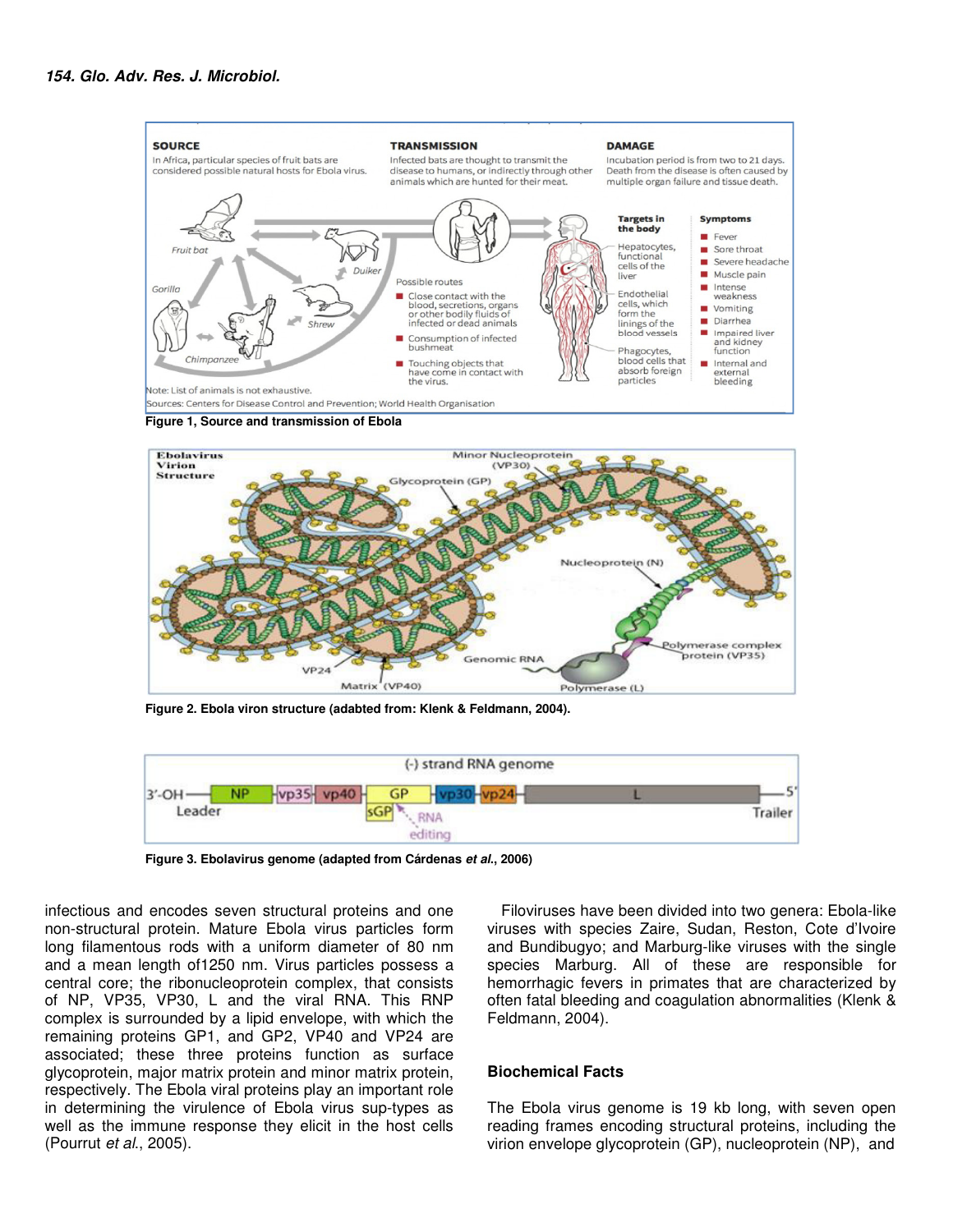Figure 1, Source and transmission of Ebola

Figure 2. Ebola viron structure (adabted from: Klenk & Feldmann, 2004).

Figure 3. Ebolavirus genome (adapted from Cárdenas *et al.*, 2006)

infectious and encodes seven structural proteins and one non-structural protein. Mature Ebola virus particles form long filamentous rods with a uniform diameter of 80 nm and a mean length of1250 nm. Virus particles possess a central core; the ribonucleoprotein complex, that consists of NP, VP35, VP30, L and the viral RNA. This RNP complex is surrounded by a lipid envelope, with which the remaining proteins GP1, and GP2, VP40 and VP24 are associated; these three proteins function as surface glycoprotein, major matrix protein and minor matrix protein, respectively. The Ebola viral proteins play an important role in determining the virulence of Ebola virus sup-types as well as the immune response they elicit in the host cells (Pourrut *et al.*, 2005).

Filoviruses have been divided into two genera: Ebola-like viruses with species Zaire, Sudan, Reston, Cote d'Ivoire and Bundibugyo; and Marburg-like viruses with the single species Marburg. All of these are responsible for hemorrhagic fevers in primates that are characterized by often fatal bleeding and coagulation abnormalities (Klenk & Feldmann, 2004).

## Biochemical Facts

The Ebola virus genome is 19 kb long, with seven open reading frames encoding structural proteins, including the virion envelope glycoprotein (GP), nucleoprotein (NP), and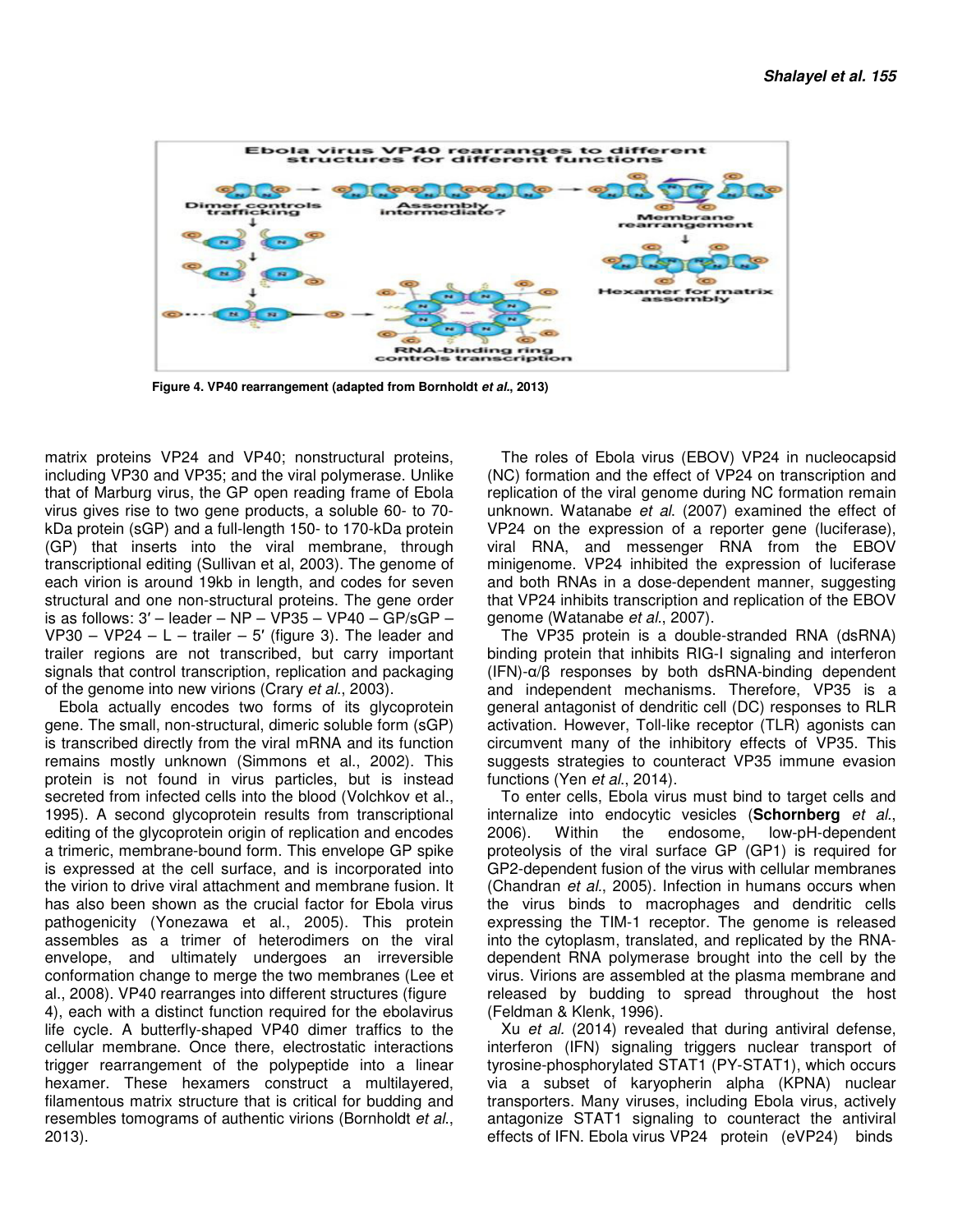Figure 4. VP40 rearrangement (adapted from Bornholdt *et al.*, 2013)

matrix proteins VP24 and VP40; nonstructural proteins, including VP30 and VP35; and the viral polymerase. Unlike that of Marburg virus, the GP open reading frame of Ebola virus gives rise to two gene products, a soluble 60- to 70-kDa protein (sGP) and a full-length 150- to 170-kDa protein (GP) that inserts into the viral membrane, through transcriptional editing (Sullivan et al, 2003). The genome of each virion is around 19kb in length, and codes for seven structural and one non-structural proteins. The gene order is as follows: 3′ – leader – NP – VP35 – VP40 – GP/sGP – VP30 – VP24 – L – trailer – 5′ (figure 3). The leader and trailer regions are not transcribed, but carry important signals that control transcription, replication and packaging of the genome into new virions (Crary *et al.*, 2003).

Ebola actually encodes two forms of its glycoprotein gene. The small, non-structural, dimeric soluble form (sGP) is transcribed directly from the viral mRNA and its function remains mostly unknown (Simmons et al., 2002). This protein is not found in virus particles, but is instead secreted from infected cells into the blood (Volchkov et al., 1995). A second glycoprotein results from transcriptional editing of the glycoprotein origin of replication and encodes a trimeric, membrane-bound form. This envelope GP spike is expressed at the cell surface, and is incorporated into the virion to drive viral attachment and membrane fusion. It has also been shown as the crucial factor for Ebola virus pathogenicity (Yonezawa et al., 2005). This protein assembles as a trimer of heterodimers on the viral envelope, and ultimately undergoes an irreversible conformation change to merge the two membranes (Lee et al., 2008). VP40 rearranges into different structures (figure 4), each with a distinct function required for the ebolavirus life cycle. A butterfly-shaped VP40 dimer traffics to the cellular membrane. Once there, electrostatic interactions trigger rearrangement of the polypeptide into a linear hexamer. These hexamers construct a multilayered, filamentous matrix structure that is critical for budding and resembles tomograms of authentic virions (Bornholdt *et al.*, 2013).

The roles of Ebola virus (EBOV) VP24 in nucleocapsid (NC) formation and the effect of VP24 on transcription and replication of the viral genome during NC formation remain unknown. Watanabe *et al.* (2007) examined the effect of VP24 on the expression of a reporter gene (luciferase), viral RNA, and messenger RNA from the EBOV minigenome. VP24 inhibited the expression of luciferase and both RNAs in a dose-dependent manner, suggesting that VP24 inhibits transcription and replication of the EBOV genome (Watanabe *et al.*, 2007).

The VP35 protein is a double-stranded RNA (dsRNA) binding protein that inhibits RIG-I signaling and interferon (IFN)-α/β responses by both dsRNA-binding dependent and independent mechanisms. Therefore, VP35 is a general antagonist of dendritic cell (DC) responses to RLR activation. However, Toll-like receptor (TLR) agonists can circumvent many of the inhibitory effects of VP35. This suggests strategies to counteract VP35 immune evasion functions (Yen *et al.*, 2014).

To enter cells, Ebola virus must bind to target cells and internalize into endocytic vesicles (**Schornberg** *et al.*, 2006). Within the endosome, low-pH-dependent proteolysis of the viral surface GP (GP1) is required for GP2-dependent fusion of the virus with cellular membranes (Chandran *et al.*, 2005). Infection in humans occurs when the virus binds to macrophages and dendritic cells expressing the TIM-1 receptor. The genome is released into the cytoplasm, translated, and replicated by the RNA-dependent RNA polymerase brought into the cell by the virus. Virions are assembled at the plasma membrane and released by budding to spread throughout the host (Feldman & Klenk, 1996).

Xu *et al.* (2014) revealed that during antiviral defense, interferon (IFN) signaling triggers nuclear transport of tyrosine-phosphorylated STAT1 (PY-STAT1), which occurs via a subset of karyopherin alpha (KPNA) nuclear transporters. Many viruses, including Ebola virus, actively antagonize STAT1 signaling to counteract the antiviral effects of IFN. Ebola virus VP24 protein (eVP24) binds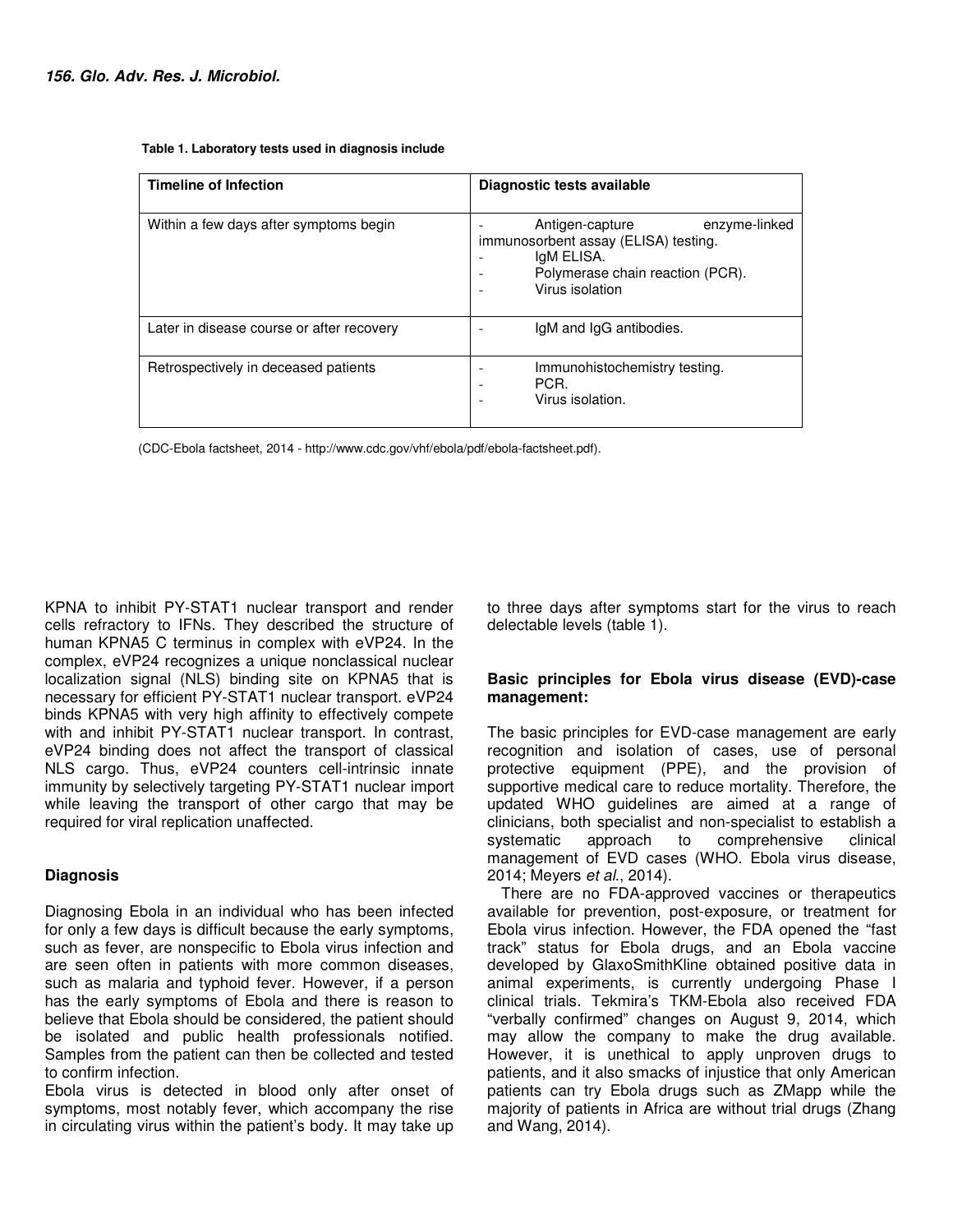**Table 1. Laboratory tests used in diagnosis include**

| Timeline of Infection | Diagnostic tests available |
|---|---|
| Within a few days after symptoms begin | - Antigen-capture enzyme-linked immunosorbent assay (ELISA) testing.<br>- IgM ELISA.<br>- Polymerase chain reaction (PCR).<br>- Virus isolation |
| Later in disease course or after recovery | - IgM and IgG antibodies. |
| Retrospectively in deceased patients | - Immunohistochemistry testing.<br>- PCR.<br>- Virus isolation. |

(CDC-Ebola factsheet, 2014 - http://www.cdc.gov/vhf/ebola/pdf/ebola-factsheet.pdf).

KPNA to inhibit PY-STAT1 nuclear transport and render cells refractory to IFNs. They described the structure of human KPNA5 C terminus in complex with eVP24. In the complex, eVP24 recognizes a unique nonclassical nuclear localization signal (NLS) binding site on KPNA5 that is necessary for efficient PY-STAT1 nuclear transport. eVP24 binds KPNA5 with very high affinity to effectively compete with and inhibit PY-STAT1 nuclear transport. In contrast, eVP24 binding does not affect the transport of classical NLS cargo. Thus, eVP24 counters cell-intrinsic innate immunity by selectively targeting PY-STAT1 nuclear import while leaving the transport of other cargo that may be required for viral replication unaffected.

## Diagnosis

Diagnosing Ebola in an individual who has been infected for only a few days is difficult because the early symptoms, such as fever, are nonspecific to Ebola virus infection and are seen often in patients with more common diseases, such as malaria and typhoid fever. However, if a person has the early symptoms of Ebola and there is reason to believe that Ebola should be considered, the patient should be isolated and public health professionals notified. Samples from the patient can then be collected and tested to confirm infection.

Ebola virus is detected in blood only after onset of symptoms, most notably fever, which accompany the rise in circulating virus within the patient's body. It may take up to three days after symptoms start for the virus to reach delectable levels (table 1).

## Basic principles for Ebola virus disease (EVD)-case management:

The basic principles for EVD-case management are early recognition and isolation of cases, use of personal protective equipment (PPE), and the provision of supportive medical care to reduce mortality. Therefore, the updated WHO guidelines are aimed at a range of clinicians, both specialist and non-specialist to establish a systematic approach to comprehensive clinical management of EVD cases (WHO. Ebola virus disease, 2014; Meyers *et al*., 2014).

There are no FDA-approved vaccines or therapeutics available for prevention, post-exposure, or treatment for Ebola virus infection. However, the FDA opened the "fast track" status for Ebola drugs, and an Ebola vaccine developed by GlaxoSmithKline obtained positive data in animal experiments, is currently undergoing Phase I clinical trials. Tekmira's TKM-Ebola also received FDA "verbally confirmed" changes on August 9, 2014, which may allow the company to make the drug available. However, it is unethical to apply unproven drugs to patients, and it also smacks of injustice that only American patients can try Ebola drugs such as ZMapp while the majority of patients in Africa are without trial drugs (Zhang and Wang, 2014).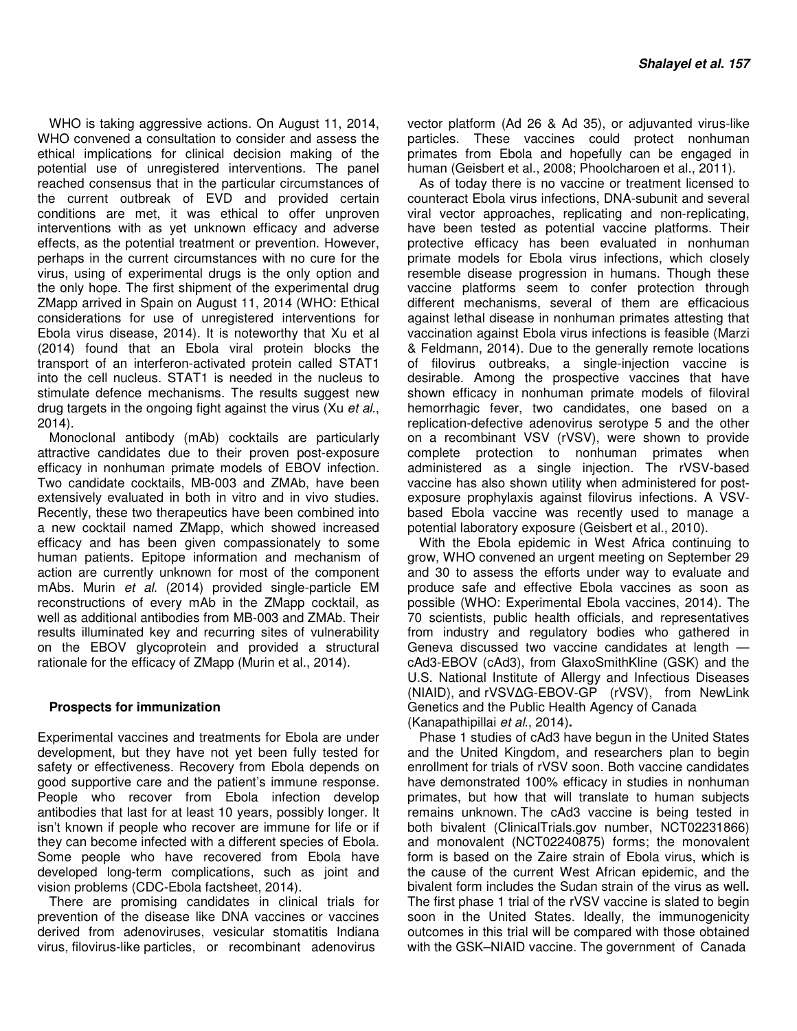WHO is taking aggressive actions. On August 11, 2014, WHO convened a consultation to consider and assess the ethical implications for clinical decision making of the potential use of unregistered interventions. The panel reached consensus that in the particular circumstances of the current outbreak of EVD and provided certain conditions are met, it was ethical to offer unproven interventions with as yet unknown efficacy and adverse effects, as the potential treatment or prevention. However, perhaps in the current circumstances with no cure for the virus, using of experimental drugs is the only option and the only hope. The first shipment of the experimental drug ZMapp arrived in Spain on August 11, 2014 (WHO: Ethical considerations for use of unregistered interventions for Ebola virus disease, 2014). It is noteworthy that Xu et al (2014) found that an Ebola viral protein blocks the transport of an interferon-activated protein called STAT1 into the cell nucleus. STAT1 is needed in the nucleus to stimulate defence mechanisms. The results suggest new drug targets in the ongoing fight against the virus (Xu *et al*., 2014).

Monoclonal antibody (mAb) cocktails are particularly attractive candidates due to their proven post-exposure efficacy in nonhuman primate models of EBOV infection. Two candidate cocktails, MB-003 and ZMAb, have been extensively evaluated in both in vitro and in vivo studies. Recently, these two therapeutics have been combined into a new cocktail named ZMapp, which showed increased efficacy and has been given compassionately to some human patients. Epitope information and mechanism of action are currently unknown for most of the component mAbs. Murin *et al*. (2014) provided single-particle EM reconstructions of every mAb in the ZMapp cocktail, as well as additional antibodies from MB-003 and ZMAb. Their results illuminated key and recurring sites of vulnerability on the EBOV glycoprotein and provided a structural rationale for the efficacy of ZMapp (Murin et al., 2014).

## Prospects for immunization

Experimental vaccines and treatments for Ebola are under development, but they have not yet been fully tested for safety or effectiveness. Recovery from Ebola depends on good supportive care and the patient's immune response. People who recover from Ebola infection develop antibodies that last for at least 10 years, possibly longer. It isn't known if people who recover are immune for life or if they can become infected with a different species of Ebola. Some people who have recovered from Ebola have developed long-term complications, such as joint and vision problems (CDC-Ebola factsheet, 2014).

There are promising candidates in clinical trials for prevention of the disease like DNA vaccines or vaccines derived from adenoviruses, vesicular stomatitis Indiana virus, filovirus-like particles, or recombinant adenovirus vector platform (Ad 26 & Ad 35), or adjuvanted virus-like particles. These vaccines could protect nonhuman primates from Ebola and hopefully can be engaged in human (Geisbert et al., 2008; Phoolcharoen et al., 2011).

As of today there is no vaccine or treatment licensed to counteract Ebola virus infections, DNA-subunit and several viral vector approaches, replicating and non-replicating, have been tested as potential vaccine platforms. Their protective efficacy has been evaluated in nonhuman primate models for Ebola virus infections, which closely resemble disease progression in humans. Though these vaccine platforms seem to confer protection through different mechanisms, several of them are efficacious against lethal disease in nonhuman primates attesting that vaccination against Ebola virus infections is feasible (Marzi & Feldmann, 2014). Due to the generally remote locations of filovirus outbreaks, a single-injection vaccine is desirable. Among the prospective vaccines that have shown efficacy in nonhuman primate models of filoviral hemorrhagic fever, two candidates, one based on a replication-defective adenovirus serotype 5 and the other on a recombinant VSV (rVSV), were shown to provide complete protection to nonhuman primates when administered as a single injection. The rVSV-based vaccine has also shown utility when administered for post-exposure prophylaxis against filovirus infections. A VSV-based Ebola vaccine was recently used to manage a potential laboratory exposure (Geisbert et al., 2010).

With the Ebola epidemic in West Africa continuing to grow, WHO convened an urgent meeting on September 29 and 30 to assess the efforts under way to evaluate and produce safe and effective Ebola vaccines as soon as possible (WHO: Experimental Ebola vaccines, 2014). The 70 scientists, public health officials, and representatives from industry and regulatory bodies who gathered in Geneva discussed two vaccine candidates at length — cAd3-EBOV (cAd3), from GlaxoSmithKline (GSK) and the U.S. National Institute of Allergy and Infectious Diseases (NIAID), and rVSVΔG-EBOV-GP (rVSV), from NewLink Genetics and the Public Health Agency of Canada (Kanapathipillai *et al*., 2014)**.**

Phase 1 studies of cAd3 have begun in the United States and the United Kingdom, and researchers plan to begin enrollment for trials of rVSV soon. Both vaccine candidates have demonstrated 100% efficacy in studies in nonhuman primates, but how that will translate to human subjects remains unknown. The cAd3 vaccine is being tested in both bivalent (ClinicalTrials.gov number, NCT02231866) and monovalent (NCT02240875) forms; the monovalent form is based on the Zaire strain of Ebola virus, which is the cause of the current West African epidemic, and the bivalent form includes the Sudan strain of the virus as well**.** The first phase 1 trial of the rVSV vaccine is slated to begin soon in the United States. Ideally, the immunogenicity outcomes in this trial will be compared with those obtained with the GSK–NIAID vaccine. The government of Canada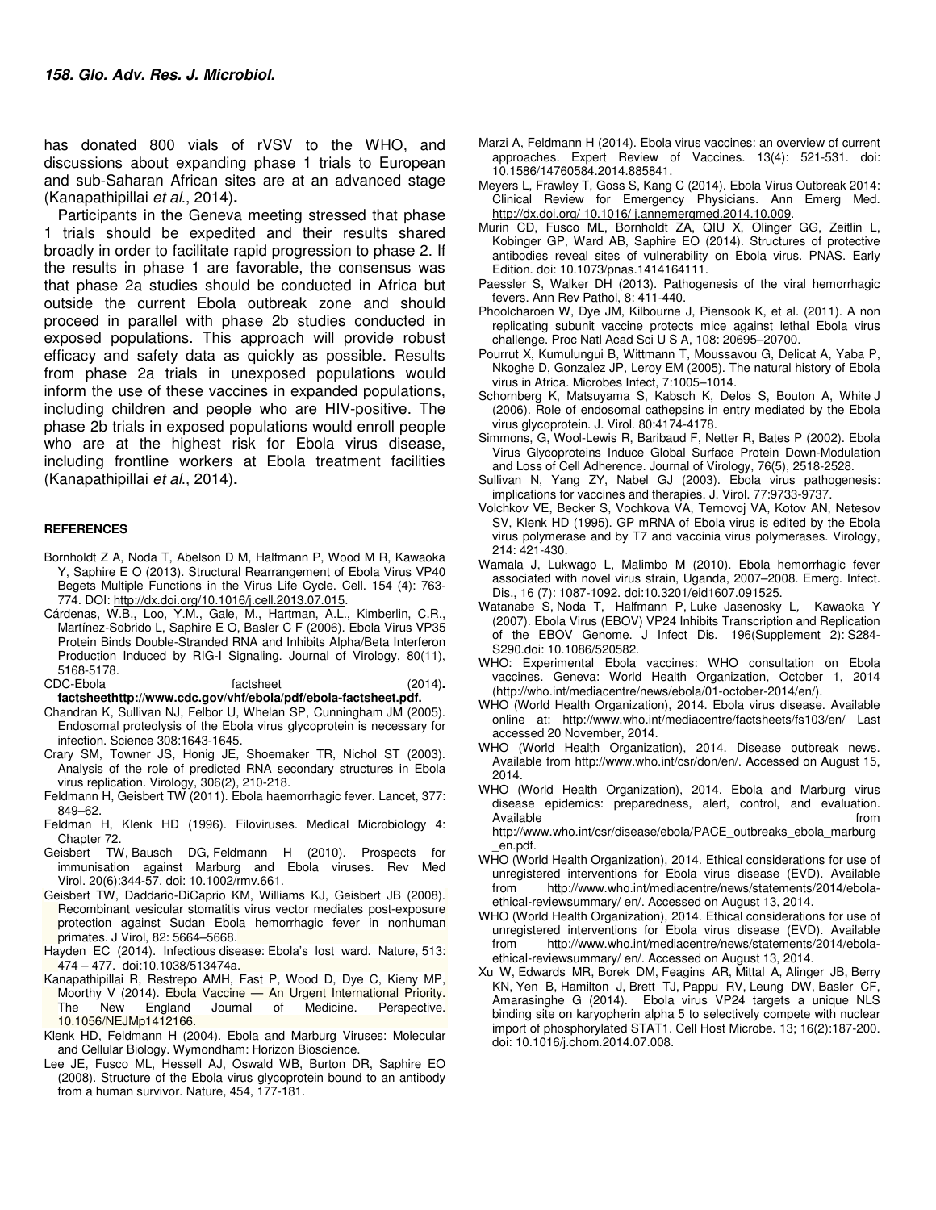has donated 800 vials of rVSV to the WHO, and discussions about expanding phase 1 trials to European and sub-Saharan African sites are at an advanced stage (Kanapathipillai *et al*., 2014)**.**

Participants in the Geneva meeting stressed that phase 1 trials should be expedited and their results shared broadly in order to facilitate rapid progression to phase 2. If the results in phase 1 are favorable, the consensus was that phase 2a studies should be conducted in Africa but outside the current Ebola outbreak zone and should proceed in parallel with phase 2b studies conducted in exposed populations. This approach will provide robust efficacy and safety data as quickly as possible. Results from phase 2a trials in unexposed populations would inform the use of these vaccines in expanded populations, including children and people who are HIV-positive. The phase 2b trials in exposed populations would enroll people who are at the highest risk for Ebola virus disease, including frontline workers at Ebola treatment facilities (Kanapathipillai *et al*., 2014)**.**

#### REFERENCES

Bornholdt Z A, Noda T, Abelson D M, Halfmann P, Wood M R, Kawaoka Y, Saphire E O (2013). Structural Rearrangement of Ebola Virus VP40 Begets Multiple Functions in the Virus Life Cycle. Cell. 154 (4): 763-774. DOI: http://dx.doi.org/10.1016/j.cell.2013.07.015.

Cárdenas, W.B., Loo, Y.M., Gale, M., Hartman, A.L., Kimberlin, C.R., Martínez-Sobrido L, Saphire E O, Basler C F (2006). Ebola Virus VP35 Protein Binds Double-Stranded RNA and Inhibits Alpha/Beta Interferon Production Induced by RIG-I Signaling. Journal of Virology, 80(11), 5168-5178.

CDC-Ebola factsheet (2014)**. factsheethttp://www.cdc.gov/vhf/ebola/pdf/ebola-factsheet.pdf.**

Chandran K, Sullivan NJ, Felbor U, Whelan SP, Cunningham JM (2005). Endosomal proteolysis of the Ebola virus glycoprotein is necessary for infection. Science 308:1643-1645.

Crary SM, Towner JS, Honig JE, Shoemaker TR, Nichol ST (2003). Analysis of the role of predicted RNA secondary structures in Ebola virus replication. Virology, 306(2), 210-218.

Feldmann H, Geisbert TW (2011). Ebola haemorrhagic fever. Lancet, 377: 849–62.

Feldman H, Klenk HD (1996). Filoviruses. Medical Microbiology 4: Chapter 72.

Geisbert TW, Bausch DG, Feldmann H (2010). Prospects for immunisation against Marburg and Ebola viruses. Rev Med Virol. 20(6):344-57. doi: 10.1002/rmv.661.

Geisbert TW, Daddario-DiCaprio KM, Williams KJ, Geisbert JB (2008). Recombinant vesicular stomatitis virus vector mediates post-exposure protection against Sudan Ebola hemorrhagic fever in nonhuman primates. J Virol, 82: 5664–5668.

Hayden EC (2014). Infectious disease: Ebola's lost ward. Nature, 513: 474 – 477. doi:10.1038/513474a.

Kanapathipillai R, Restrepo AMH, Fast P, Wood D, Dye C, Kieny MP, Moorthy V (2014). Ebola Vaccine — An Urgent International Priority. The New England Journal of Medicine. Perspective. 10.1056/NEJMp1412166.

Klenk HD, Feldmann H (2004). Ebola and Marburg Viruses: Molecular and Cellular Biology. Wymondham: Horizon Bioscience.

Lee JE, Fusco ML, Hessell AJ, Oswald WB, Burton DR, Saphire EO (2008). Structure of the Ebola virus glycoprotein bound to an antibody from a human survivor. Nature, 454, 177-181.

Marzi A, Feldmann H (2014). Ebola virus vaccines: an overview of current approaches. Expert Review of Vaccines. 13(4): 521-531. doi: 10.1586/14760584.2014.885841.

Meyers L, Frawley T, Goss S, Kang C (2014). Ebola Virus Outbreak 2014: Clinical Review for Emergency Physicians. Ann Emerg Med. http://dx.doi.org/ 10.1016/ j.annemergmed.2014.10.009.

Murin CD, Fusco ML, Bornholdt ZA, QIU X, Olinger GG, Zeitlin L, Kobinger GP, Ward AB, Saphire EO (2014). Structures of protective antibodies reveal sites of vulnerability on Ebola virus. PNAS. Early Edition. doi: 10.1073/pnas.1414164111.

Paessler S, Walker DH (2013). Pathogenesis of the viral hemorrhagic fevers. Ann Rev Pathol, 8: 411-440.

Phoolcharoen W, Dye JM, Kilbourne J, Piensook K, et al. (2011). A non replicating subunit vaccine protects mice against lethal Ebola virus challenge. Proc Natl Acad Sci U S A, 108: 20695–20700.

Pourrut X, Kumulungui B, Wittmann T, Moussavou G, Delicat A, Yaba P, Nkoghe D, Gonzalez JP, Leroy EM (2005). The natural history of Ebola virus in Africa. Microbes Infect, 7:1005–1014.

Schornberg K, Matsuyama S, Kabsch K, Delos S, Bouton A, White J (2006). Role of endosomal cathepsins in entry mediated by the Ebola virus glycoprotein. J. Virol. 80:4174-4178.

Simmons, G, Wool-Lewis R, Baribaud F, Netter R, Bates P (2002). Ebola Virus Glycoproteins Induce Global Surface Protein Down-Modulation and Loss of Cell Adherence. Journal of Virology, 76(5), 2518-2528.

Sullivan N, Yang ZY, Nabel GJ (2003). Ebola virus pathogenesis: implications for vaccines and therapies. J. Virol. 77:9733-9737.

Volchkov VE, Becker S, Vochkova VA, Ternovoj VA, Kotov AN, Netesov SV, Klenk HD (1995). GP mRNA of Ebola virus is edited by the Ebola virus polymerase and by T7 and vaccinia virus polymerases. Virology, 214: 421-430.

Wamala J, Lukwago L, Malimbo M (2010). Ebola hemorrhagic fever associated with novel virus strain, Uganda, 2007–2008. Emerg. Infect. Dis., 16 (7): 1087-1092. doi:10.3201/eid1607.091525.

Watanabe S, Noda T, Halfmann P, Luke Jasenosky L, Kawaoka Y (2007). Ebola Virus (EBOV) VP24 Inhibits Transcription and Replication of the EBOV Genome. J Infect Dis. 196(Supplement 2): S284-S290.doi: 10.1086/520582.

WHO: Experimental Ebola vaccines: WHO consultation on Ebola vaccines. Geneva: World Health Organization, October 1, 2014 (http://who.int/mediacentre/news/ebola/01-october-2014/en/).

WHO (World Health Organization), 2014. Ebola virus disease. Available online at: http://www.who.int/mediacentre/factsheets/fs103/en/ Last accessed 20 November, 2014.

WHO (World Health Organization), 2014. Disease outbreak news. Available from http://www.who.int/csr/don/en/. Accessed on August 15, 2014.

WHO (World Health Organization), 2014. Ebola and Marburg virus disease epidemics: preparedness, alert, control, and evaluation. Available from http://www.who.int/csr/disease/ebola/PACE_outbreaks_ebola_marburg_en.pdf.

WHO (World Health Organization), 2014. Ethical considerations for use of unregistered interventions for Ebola virus disease (EVD). Available from http://www.who.int/mediacentre/news/statements/2014/ebola-ethical-reviewsummary/ en/. Accessed on August 13, 2014.

WHO (World Health Organization), 2014. Ethical considerations for use of unregistered interventions for Ebola virus disease (EVD). Available from http://www.who.int/mediacentre/news/statements/2014/ebola-ethical-reviewsummary/ en/. Accessed on August 13, 2014.

Xu W, Edwards MR, Borek DM, Feagins AR, Mittal A, Alinger JB, Berry KN, Yen B, Hamilton J, Brett TJ, Pappu RV, Leung DW, Basler CF, Amarasinghe G (2014). Ebola virus VP24 targets a unique NLS binding site on karyopherin alpha 5 to selectively compete with nuclear import of phosphorylated STAT1. Cell Host Microbe. 13; 16(2):187-200. doi: 10.1016/j.chom.2014.07.008.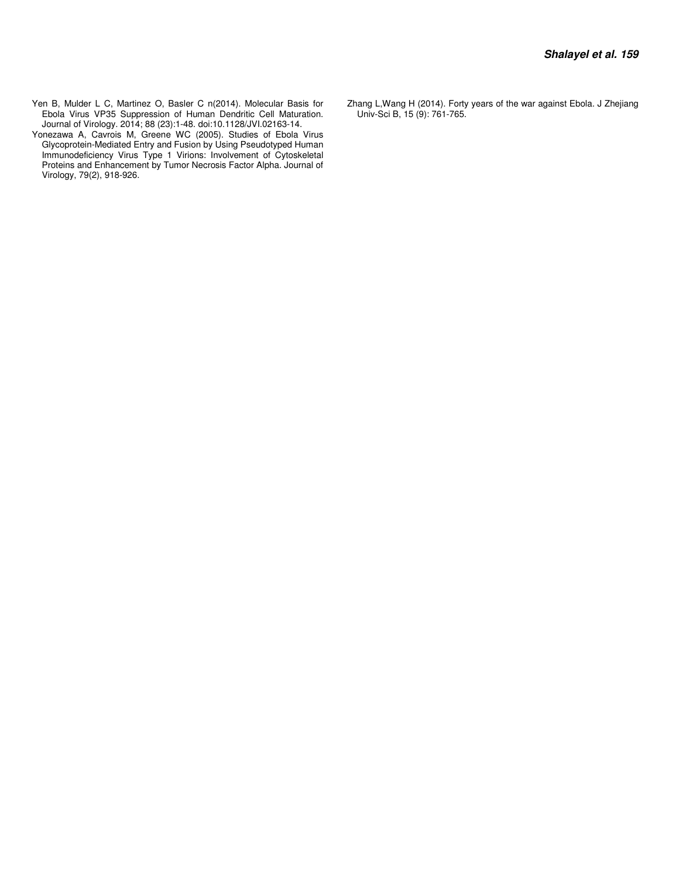Yen B, Mulder L C, Martinez O, Basler C n(2014). Molecular Basis for Ebola Virus VP35 Suppression of Human Dendritic Cell Maturation. Journal of Virology. 2014; 88 (23):1-48. doi:10.1128/JVI.02163-14.

Yonezawa A, Cavrois M, Greene WC (2005). Studies of Ebola Virus Glycoprotein-Mediated Entry and Fusion by Using Pseudotyped Human Immunodeficiency Virus Type 1 Virions: Involvement of Cytoskeletal Proteins and Enhancement by Tumor Necrosis Factor Alpha. Journal of Virology, 79(2), 918-926.

Zhang L,Wang H (2014). Forty years of the war against Ebola. J Zhejiang Univ-Sci B, 15 (9): 761-765.